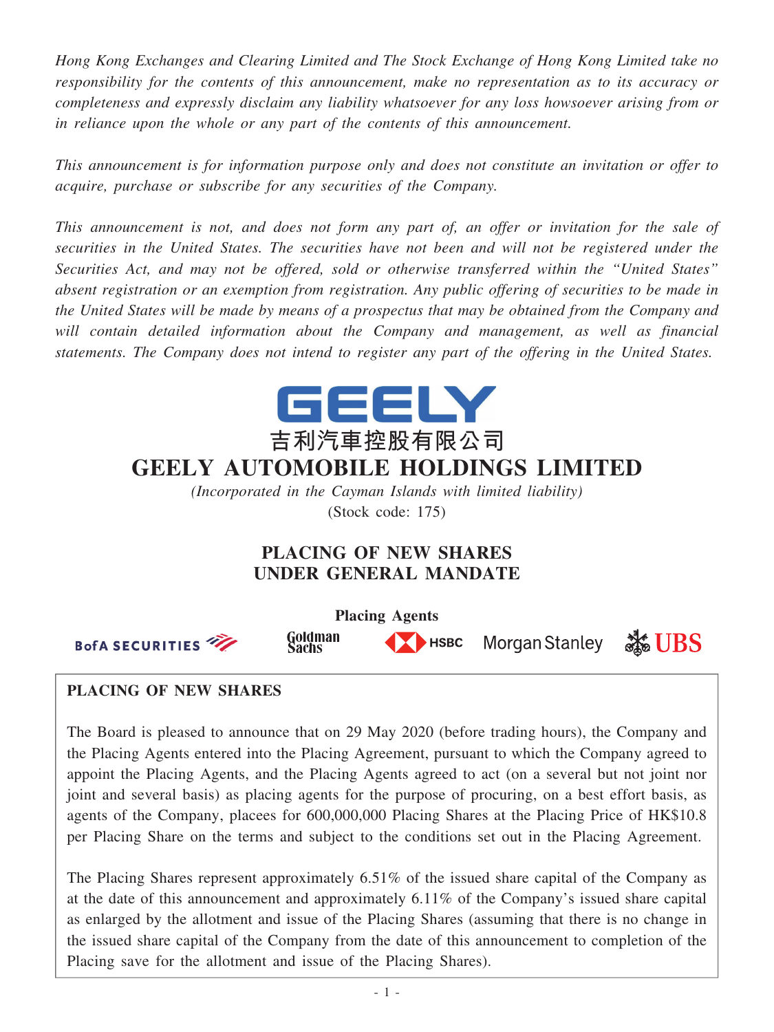*Hong Kong Exchanges and Clearing Limited and The Stock Exchange of Hong Kong Limited take no responsibility for the contents of this announcement, make no representation as to its accuracy or completeness and expressly disclaim any liability whatsoever for any loss howsoever arising from or in reliance upon the whole or any part of the contents of this announcement.*

*This announcement is for information purpose only and does not constitute an invitation or offer to acquire, purchase or subscribe for any securities of the Company.*

*This announcement is not, and does not form any part of, an offer or invitation for the sale of securities in the United States. The securities have not been and will not be registered under the Securities Act, and may not be offered, sold or otherwise transferred within the "United States" absent registration or an exemption from registration. Any public offering of securities to be made in the United States will be made by means of a prospectus that may be obtained from the Company and will contain detailed information about the Company and management, as well as financial statements. The Company does not intend to register any part of the offering in the United States.*

GEELY

吉利汽車控股有限公司

# GEELY AUTOMOBILE HOLDINGS LIMITED

*(Incorporated in the Cayman Islands with limited liability)*

(Stock code: 175)

## PLACING OF NEW SHARES UNDER GENERAL MANDATE

**Placing Agents**

BofA SECURITIES    Goldman Sachs    HSBC    Morgan Stanley    UBS

**PLACING OF NEW SHARES**

The Board is pleased to announce that on 29 May 2020 (before trading hours), the Company and the Placing Agents entered into the Placing Agreement, pursuant to which the Company agreed to appoint the Placing Agents, and the Placing Agents agreed to act (on a several but not joint nor joint and several basis) as placing agents for the purpose of procuring, on a best effort basis, as agents of the Company, placees for 600,000,000 Placing Shares at the Placing Price of HK$10.8 per Placing Share on the terms and subject to the conditions set out in the Placing Agreement.

The Placing Shares represent approximately 6.51% of the issued share capital of the Company as at the date of this announcement and approximately 6.11% of the Company's issued share capital as enlarged by the allotment and issue of the Placing Shares (assuming that there is no change in the issued share capital of the Company from the date of this announcement to completion of the Placing save for the allotment and issue of the Placing Shares).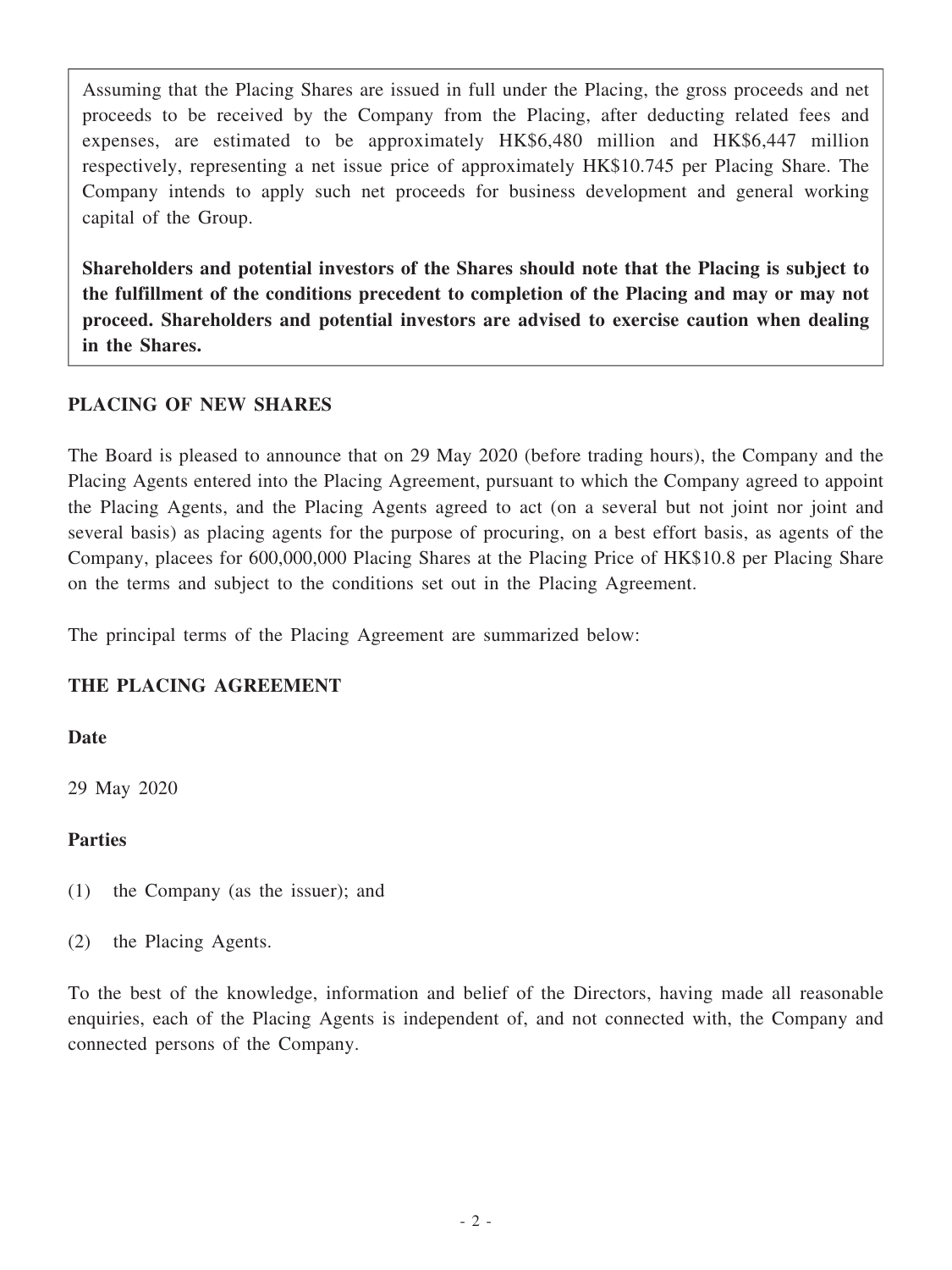Assuming that the Placing Shares are issued in full under the Placing, the gross proceeds and net proceeds to be received by the Company from the Placing, after deducting related fees and expenses, are estimated to be approximately HK$6,480 million and HK$6,447 million respectively, representing a net issue price of approximately HK$10.745 per Placing Share. The Company intends to apply such net proceeds for business development and general working capital of the Group.

**Shareholders and potential investors of the Shares should note that the Placing is subject to the fulfillment of the conditions precedent to completion of the Placing and may or may not proceed. Shareholders and potential investors are advised to exercise caution when dealing in the Shares.**

## PLACING OF NEW SHARES

The Board is pleased to announce that on 29 May 2020 (before trading hours), the Company and the Placing Agents entered into the Placing Agreement, pursuant to which the Company agreed to appoint the Placing Agents, and the Placing Agents agreed to act (on a several but not joint nor joint and several basis) as placing agents for the purpose of procuring, on a best effort basis, as agents of the Company, placees for 600,000,000 Placing Shares at the Placing Price of HK$10.8 per Placing Share on the terms and subject to the conditions set out in the Placing Agreement.

The principal terms of the Placing Agreement are summarized below:

## THE PLACING AGREEMENT

### Date

29 May 2020

### Parties

(1) the Company (as the issuer); and

(2) the Placing Agents.

To the best of the knowledge, information and belief of the Directors, having made all reasonable enquiries, each of the Placing Agents is independent of, and not connected with, the Company and connected persons of the Company.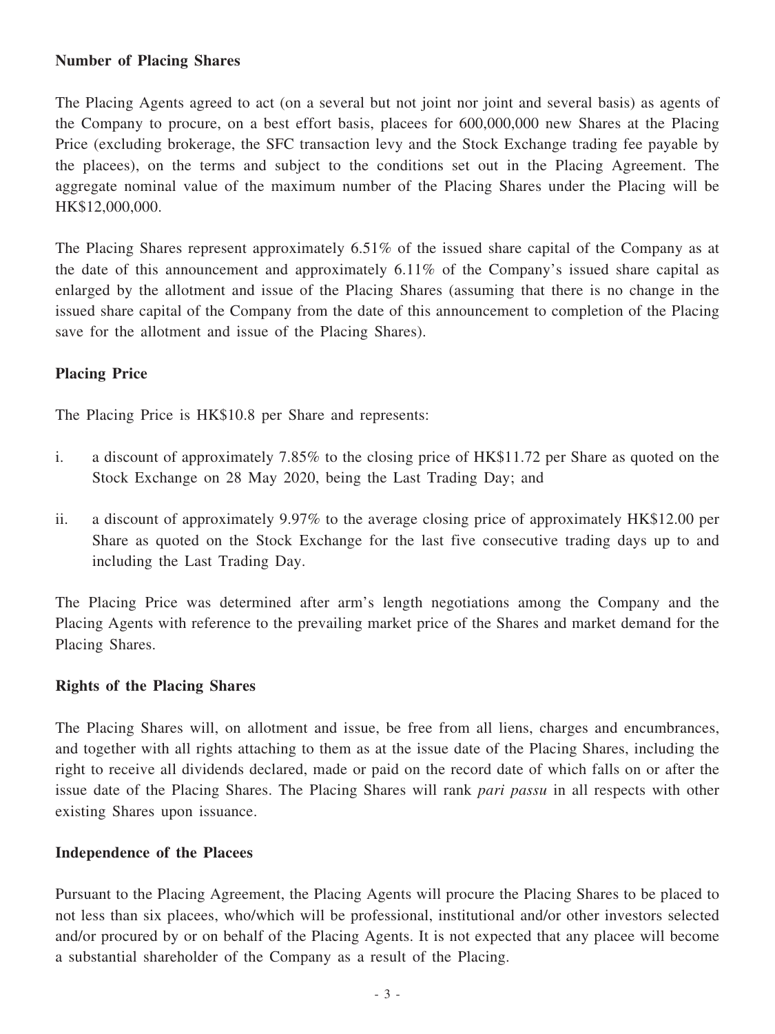**Number of Placing Shares**

The Placing Agents agreed to act (on a several but not joint nor joint and several basis) as agents of the Company to procure, on a best effort basis, placees for 600,000,000 new Shares at the Placing Price (excluding brokerage, the SFC transaction levy and the Stock Exchange trading fee payable by the placees), on the terms and subject to the conditions set out in the Placing Agreement. The aggregate nominal value of the maximum number of the Placing Shares under the Placing will be HK$12,000,000.

The Placing Shares represent approximately 6.51% of the issued share capital of the Company as at the date of this announcement and approximately 6.11% of the Company's issued share capital as enlarged by the allotment and issue of the Placing Shares (assuming that there is no change in the issued share capital of the Company from the date of this announcement to completion of the Placing save for the allotment and issue of the Placing Shares).

**Placing Price**

The Placing Price is HK$10.8 per Share and represents:

i. a discount of approximately 7.85% to the closing price of HK$11.72 per Share as quoted on the Stock Exchange on 28 May 2020, being the Last Trading Day; and

ii. a discount of approximately 9.97% to the average closing price of approximately HK$12.00 per Share as quoted on the Stock Exchange for the last five consecutive trading days up to and including the Last Trading Day.

The Placing Price was determined after arm's length negotiations among the Company and the Placing Agents with reference to the prevailing market price of the Shares and market demand for the Placing Shares.

**Rights of the Placing Shares**

The Placing Shares will, on allotment and issue, be free from all liens, charges and encumbrances, and together with all rights attaching to them as at the issue date of the Placing Shares, including the right to receive all dividends declared, made or paid on the record date of which falls on or after the issue date of the Placing Shares. The Placing Shares will rank *pari passu* in all respects with other existing Shares upon issuance.

**Independence of the Placees**

Pursuant to the Placing Agreement, the Placing Agents will procure the Placing Shares to be placed to not less than six placees, who/which will be professional, institutional and/or other investors selected and/or procured by or on behalf of the Placing Agents. It is not expected that any placee will become a substantial shareholder of the Company as a result of the Placing.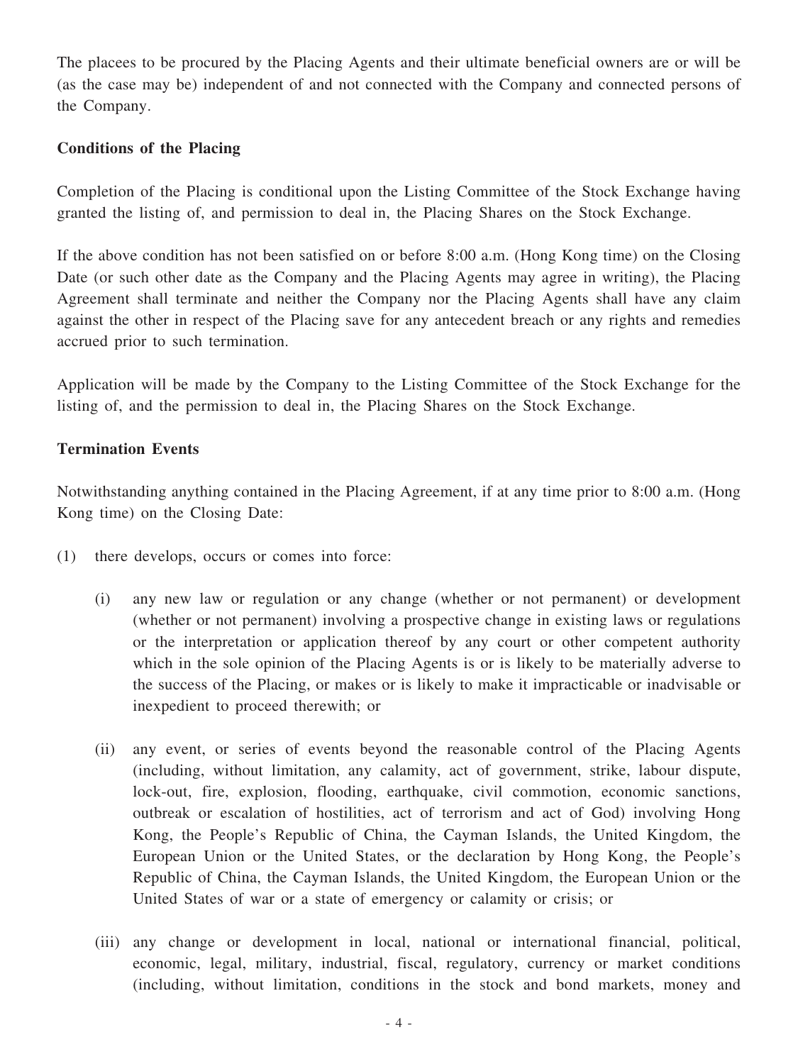The placees to be procured by the Placing Agents and their ultimate beneficial owners are or will be (as the case may be) independent of and not connected with the Company and connected persons of the Company.

**Conditions of the Placing**

Completion of the Placing is conditional upon the Listing Committee of the Stock Exchange having granted the listing of, and permission to deal in, the Placing Shares on the Stock Exchange.

If the above condition has not been satisfied on or before 8:00 a.m. (Hong Kong time) on the Closing Date (or such other date as the Company and the Placing Agents may agree in writing), the Placing Agreement shall terminate and neither the Company nor the Placing Agents shall have any claim against the other in respect of the Placing save for any antecedent breach or any rights and remedies accrued prior to such termination.

Application will be made by the Company to the Listing Committee of the Stock Exchange for the listing of, and the permission to deal in, the Placing Shares on the Stock Exchange.

**Termination Events**

Notwithstanding anything contained in the Placing Agreement, if at any time prior to 8:00 a.m. (Hong Kong time) on the Closing Date:

(1) there develops, occurs or comes into force:

(i) any new law or regulation or any change (whether or not permanent) or development (whether or not permanent) involving a prospective change in existing laws or regulations or the interpretation or application thereof by any court or other competent authority which in the sole opinion of the Placing Agents is or is likely to be materially adverse to the success of the Placing, or makes or is likely to make it impracticable or inadvisable or inexpedient to proceed therewith; or

(ii) any event, or series of events beyond the reasonable control of the Placing Agents (including, without limitation, any calamity, act of government, strike, labour dispute, lock-out, fire, explosion, flooding, earthquake, civil commotion, economic sanctions, outbreak or escalation of hostilities, act of terrorism and act of God) involving Hong Kong, the People's Republic of China, the Cayman Islands, the United Kingdom, the European Union or the United States, or the declaration by Hong Kong, the People's Republic of China, the Cayman Islands, the United Kingdom, the European Union or the United States of war or a state of emergency or calamity or crisis; or

(iii) any change or development in local, national or international financial, political, economic, legal, military, industrial, fiscal, regulatory, currency or market conditions (including, without limitation, conditions in the stock and bond markets, money and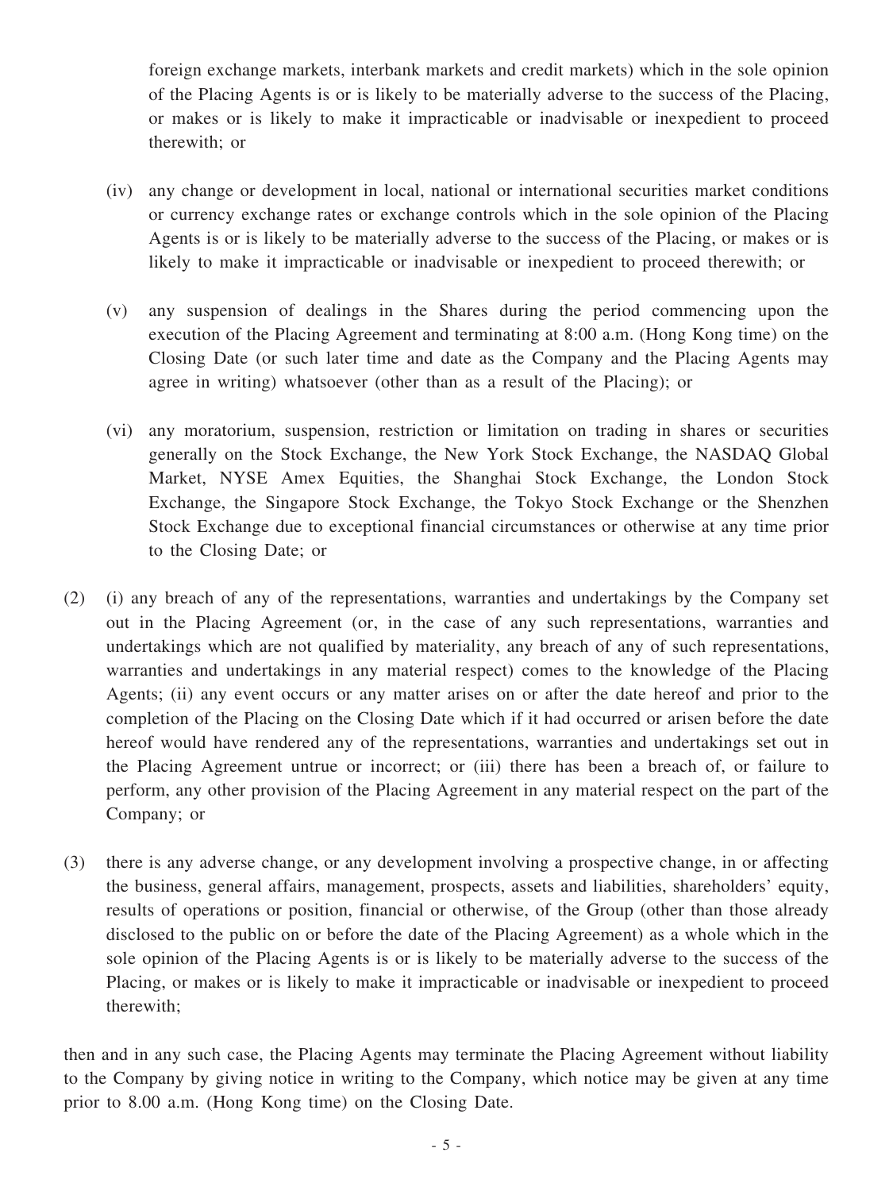foreign exchange markets, interbank markets and credit markets) which in the sole opinion of the Placing Agents is or is likely to be materially adverse to the success of the Placing, or makes or is likely to make it impracticable or inadvisable or inexpedient to proceed therewith; or

(iv) any change or development in local, national or international securities market conditions or currency exchange rates or exchange controls which in the sole opinion of the Placing Agents is or is likely to be materially adverse to the success of the Placing, or makes or is likely to make it impracticable or inadvisable or inexpedient to proceed therewith; or

(v) any suspension of dealings in the Shares during the period commencing upon the execution of the Placing Agreement and terminating at 8:00 a.m. (Hong Kong time) on the Closing Date (or such later time and date as the Company and the Placing Agents may agree in writing) whatsoever (other than as a result of the Placing); or

(vi) any moratorium, suspension, restriction or limitation on trading in shares or securities generally on the Stock Exchange, the New York Stock Exchange, the NASDAQ Global Market, NYSE Amex Equities, the Shanghai Stock Exchange, the London Stock Exchange, the Singapore Stock Exchange, the Tokyo Stock Exchange or the Shenzhen Stock Exchange due to exceptional financial circumstances or otherwise at any time prior to the Closing Date; or

(2) (i) any breach of any of the representations, warranties and undertakings by the Company set out in the Placing Agreement (or, in the case of any such representations, warranties and undertakings which are not qualified by materiality, any breach of any of such representations, warranties and undertakings in any material respect) comes to the knowledge of the Placing Agents; (ii) any event occurs or any matter arises on or after the date hereof and prior to the completion of the Placing on the Closing Date which if it had occurred or arisen before the date hereof would have rendered any of the representations, warranties and undertakings set out in the Placing Agreement untrue or incorrect; or (iii) there has been a breach of, or failure to perform, any other provision of the Placing Agreement in any material respect on the part of the Company; or

(3) there is any adverse change, or any development involving a prospective change, in or affecting the business, general affairs, management, prospects, assets and liabilities, shareholders' equity, results of operations or position, financial or otherwise, of the Group (other than those already disclosed to the public on or before the date of the Placing Agreement) as a whole which in the sole opinion of the Placing Agents is or is likely to be materially adverse to the success of the Placing, or makes or is likely to make it impracticable or inadvisable or inexpedient to proceed therewith;

then and in any such case, the Placing Agents may terminate the Placing Agreement without liability to the Company by giving notice in writing to the Company, which notice may be given at any time prior to 8.00 a.m. (Hong Kong time) on the Closing Date.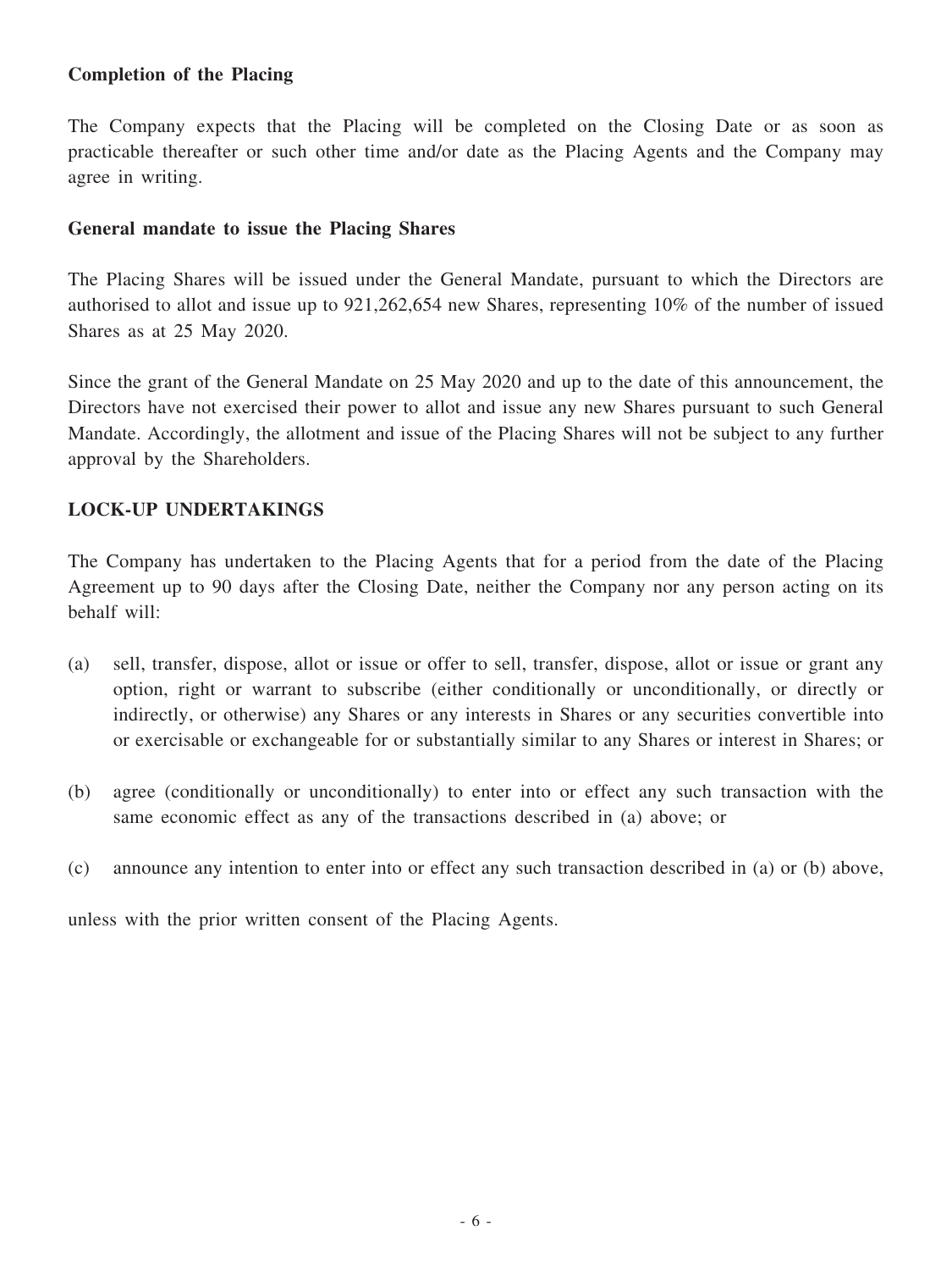**Completion of the Placing**

The Company expects that the Placing will be completed on the Closing Date or as soon as practicable thereafter or such other time and/or date as the Placing Agents and the Company may agree in writing.

**General mandate to issue the Placing Shares**

The Placing Shares will be issued under the General Mandate, pursuant to which the Directors are authorised to allot and issue up to 921,262,654 new Shares, representing 10% of the number of issued Shares as at 25 May 2020.

Since the grant of the General Mandate on 25 May 2020 and up to the date of this announcement, the Directors have not exercised their power to allot and issue any new Shares pursuant to such General Mandate. Accordingly, the allotment and issue of the Placing Shares will not be subject to any further approval by the Shareholders.

**LOCK-UP UNDERTAKINGS**

The Company has undertaken to the Placing Agents that for a period from the date of the Placing Agreement up to 90 days after the Closing Date, neither the Company nor any person acting on its behalf will:

(a) sell, transfer, dispose, allot or issue or offer to sell, transfer, dispose, allot or issue or grant any option, right or warrant to subscribe (either conditionally or unconditionally, or directly or indirectly, or otherwise) any Shares or any interests in Shares or any securities convertible into or exercisable or exchangeable for or substantially similar to any Shares or interest in Shares; or

(b) agree (conditionally or unconditionally) to enter into or effect any such transaction with the same economic effect as any of the transactions described in (a) above; or

(c) announce any intention to enter into or effect any such transaction described in (a) or (b) above,

unless with the prior written consent of the Placing Agents.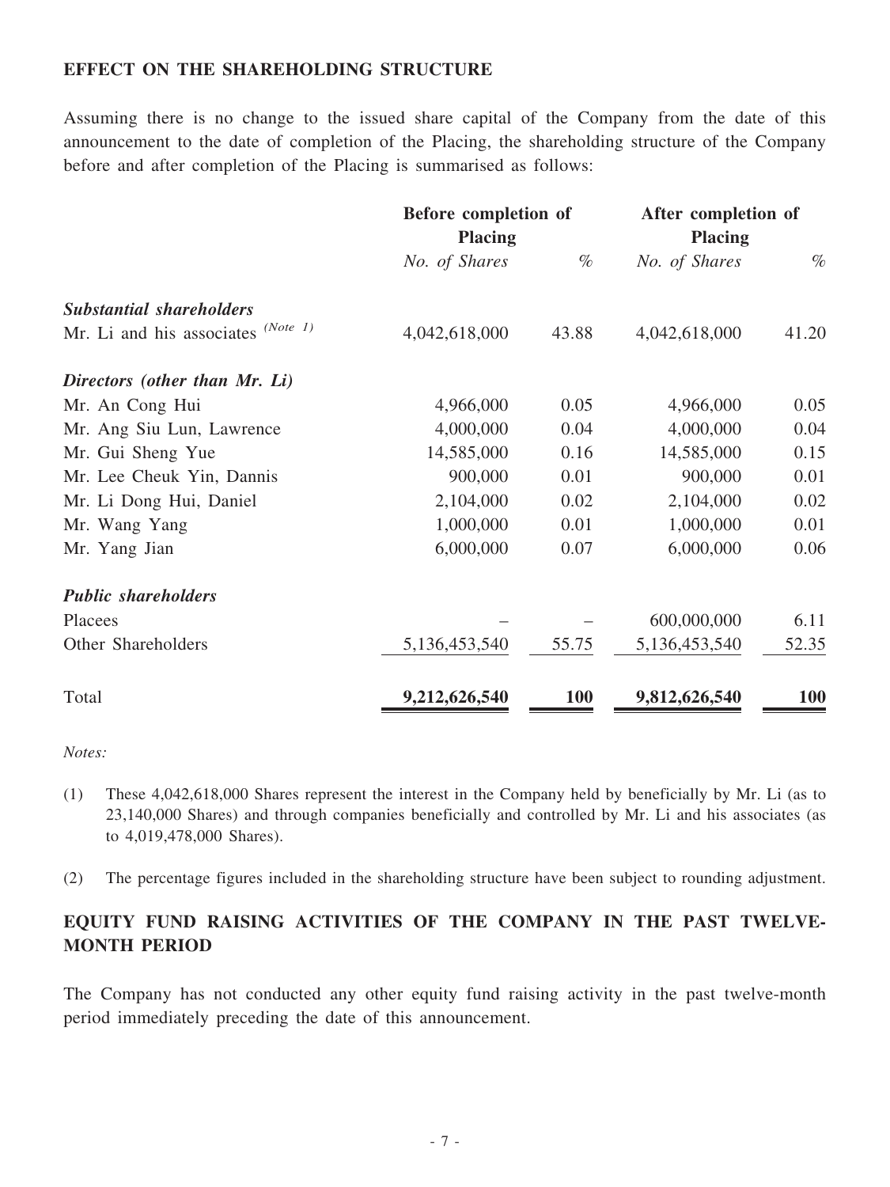## EFFECT ON THE SHAREHOLDING STRUCTURE

Assuming there is no change to the issued share capital of the Company from the date of this announcement to the date of completion of the Placing, the shareholding structure of the Company before and after completion of the Placing is summarised as follows:

| | **Before completion of Placing** | | **After completion of Placing** | |
|---|---|---|---|---|
| | *No. of Shares* | *%* | *No. of Shares* | *%* |
| ***Substantial shareholders*** | | | | |
| Mr. Li and his associates *(Note 1)* | 4,042,618,000 | 43.88 | 4,042,618,000 | 41.20 |
| ***Directors (other than Mr. Li)*** | | | | |
| Mr. An Cong Hui | 4,966,000 | 0.05 | 4,966,000 | 0.05 |
| Mr. Ang Siu Lun, Lawrence | 4,000,000 | 0.04 | 4,000,000 | 0.04 |
| Mr. Gui Sheng Yue | 14,585,000 | 0.16 | 14,585,000 | 0.15 |
| Mr. Lee Cheuk Yin, Dannis | 900,000 | 0.01 | 900,000 | 0.01 |
| Mr. Li Dong Hui, Daniel | 2,104,000 | 0.02 | 2,104,000 | 0.02 |
| Mr. Wang Yang | 1,000,000 | 0.01 | 1,000,000 | 0.01 |
| Mr. Yang Jian | 6,000,000 | 0.07 | 6,000,000 | 0.06 |
| ***Public shareholders*** | | | | |
| Placees | – | – | 600,000,000 | 6.11 |
| Other Shareholders | 5,136,453,540 | 55.75 | 5,136,453,540 | 52.35 |
| Total | **9,212,626,540** | **100** | **9,812,626,540** | **100** |

*Notes:*

(1) These 4,042,618,000 Shares represent the interest in the Company held by beneficially by Mr. Li (as to 23,140,000 Shares) and through companies beneficially and controlled by Mr. Li and his associates (as to 4,019,478,000 Shares).

(2) The percentage figures included in the shareholding structure have been subject to rounding adjustment.

## EQUITY FUND RAISING ACTIVITIES OF THE COMPANY IN THE PAST TWELVE-MONTH PERIOD

The Company has not conducted any other equity fund raising activity in the past twelve-month period immediately preceding the date of this announcement.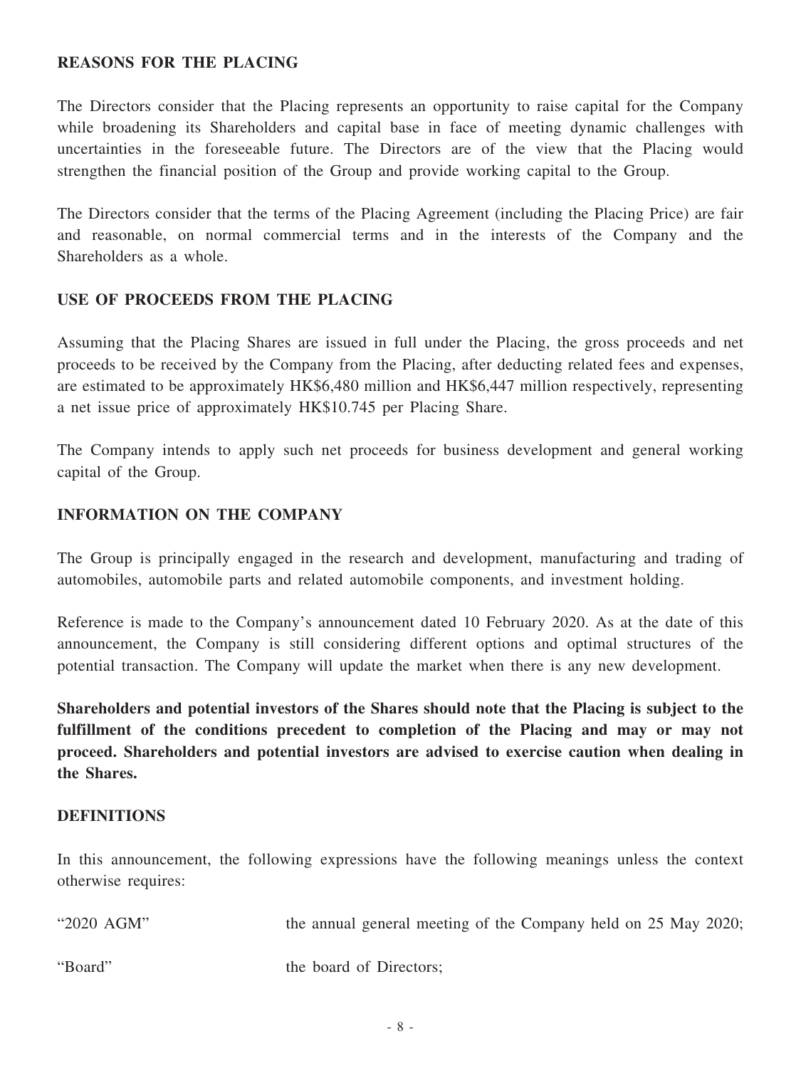## REASONS FOR THE PLACING

The Directors consider that the Placing represents an opportunity to raise capital for the Company while broadening its Shareholders and capital base in face of meeting dynamic challenges with uncertainties in the foreseeable future. The Directors are of the view that the Placing would strengthen the financial position of the Group and provide working capital to the Group.

The Directors consider that the terms of the Placing Agreement (including the Placing Price) are fair and reasonable, on normal commercial terms and in the interests of the Company and the Shareholders as a whole.

## USE OF PROCEEDS FROM THE PLACING

Assuming that the Placing Shares are issued in full under the Placing, the gross proceeds and net proceeds to be received by the Company from the Placing, after deducting related fees and expenses, are estimated to be approximately HK$6,480 million and HK$6,447 million respectively, representing a net issue price of approximately HK$10.745 per Placing Share.

The Company intends to apply such net proceeds for business development and general working capital of the Group.

## INFORMATION ON THE COMPANY

The Group is principally engaged in the research and development, manufacturing and trading of automobiles, automobile parts and related automobile components, and investment holding.

Reference is made to the Company's announcement dated 10 February 2020. As at the date of this announcement, the Company is still considering different options and optimal structures of the potential transaction. The Company will update the market when there is any new development.

**Shareholders and potential investors of the Shares should note that the Placing is subject to the fulfillment of the conditions precedent to completion of the Placing and may or may not proceed. Shareholders and potential investors are advised to exercise caution when dealing in the Shares.**

## DEFINITIONS

In this announcement, the following expressions have the following meanings unless the context otherwise requires:

| | |
|---|---|
| "2020 AGM" | the annual general meeting of the Company held on 25 May 2020; |
| "Board" | the board of Directors; |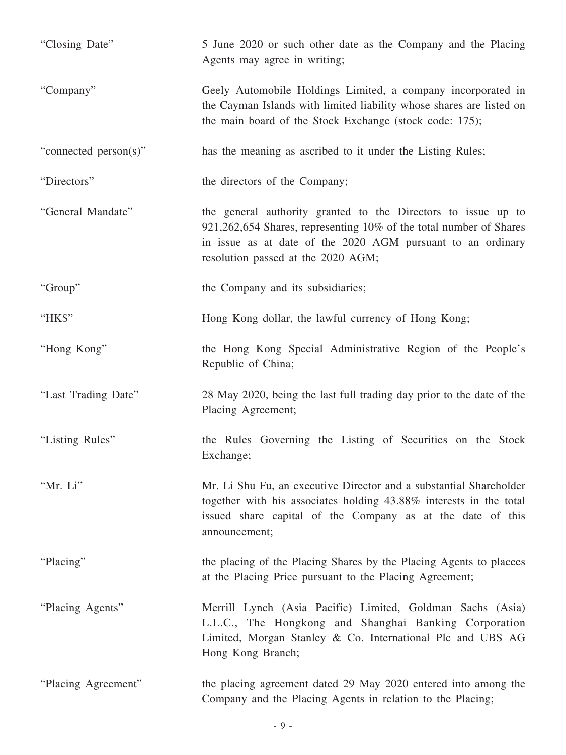| | |
|---|---|
| "Closing Date" | 5 June 2020 or such other date as the Company and the Placing Agents may agree in writing; |
| "Company" | Geely Automobile Holdings Limited, a company incorporated in the Cayman Islands with limited liability whose shares are listed on the main board of the Stock Exchange (stock code: 175); |
| "connected person(s)" | has the meaning as ascribed to it under the Listing Rules; |
| "Directors" | the directors of the Company; |
| "General Mandate" | the general authority granted to the Directors to issue up to 921,262,654 Shares, representing 10% of the total number of Shares in issue as at date of the 2020 AGM pursuant to an ordinary resolution passed at the 2020 AGM; |
| "Group" | the Company and its subsidiaries; |
| "HK$" | Hong Kong dollar, the lawful currency of Hong Kong; |
| "Hong Kong" | the Hong Kong Special Administrative Region of the People's Republic of China; |
| "Last Trading Date" | 28 May 2020, being the last full trading day prior to the date of the Placing Agreement; |
| "Listing Rules" | the Rules Governing the Listing of Securities on the Stock Exchange; |
| "Mr. Li" | Mr. Li Shu Fu, an executive Director and a substantial Shareholder together with his associates holding 43.88% interests in the total issued share capital of the Company as at the date of this announcement; |
| "Placing" | the placing of the Placing Shares by the Placing Agents to placees at the Placing Price pursuant to the Placing Agreement; |
| "Placing Agents" | Merrill Lynch (Asia Pacific) Limited, Goldman Sachs (Asia) L.L.C., The Hongkong and Shanghai Banking Corporation Limited, Morgan Stanley & Co. International Plc and UBS AG Hong Kong Branch; |
| "Placing Agreement" | the placing agreement dated 29 May 2020 entered into among the Company and the Placing Agents in relation to the Placing; |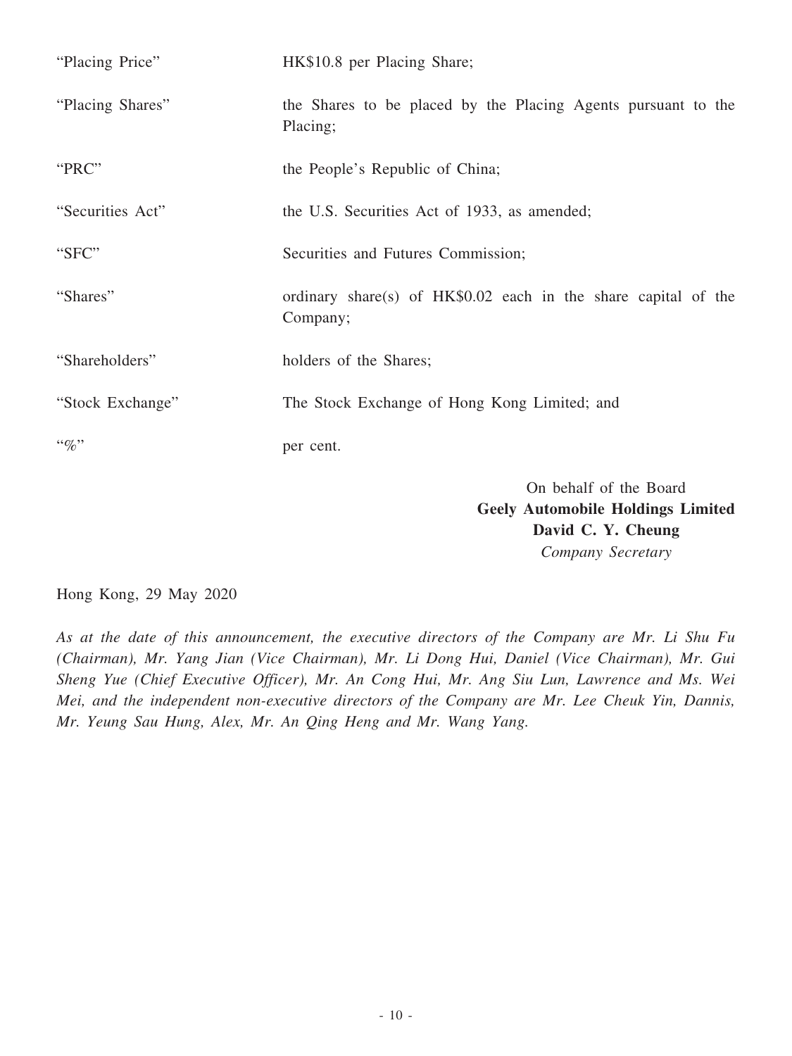| | |
|---|---|
| "Placing Price" | HK$10.8 per Placing Share; |
| "Placing Shares" | the Shares to be placed by the Placing Agents pursuant to the Placing; |
| "PRC" | the People's Republic of China; |
| "Securities Act" | the U.S. Securities Act of 1933, as amended; |
| "SFC" | Securities and Futures Commission; |
| "Shares" | ordinary share(s) of HK$0.02 each in the share capital of the Company; |
| "Shareholders" | holders of the Shares; |
| "Stock Exchange" | The Stock Exchange of Hong Kong Limited; and |
| "%" | per cent. |

On behalf of the Board
**Geely Automobile Holdings Limited**
**David C. Y. Cheung**
*Company Secretary*

Hong Kong, 29 May 2020

*As at the date of this announcement, the executive directors of the Company are Mr. Li Shu Fu (Chairman), Mr. Yang Jian (Vice Chairman), Mr. Li Dong Hui, Daniel (Vice Chairman), Mr. Gui Sheng Yue (Chief Executive Officer), Mr. An Cong Hui, Mr. Ang Siu Lun, Lawrence and Ms. Wei Mei, and the independent non-executive directors of the Company are Mr. Lee Cheuk Yin, Dannis, Mr. Yeung Sau Hung, Alex, Mr. An Qing Heng and Mr. Wang Yang.*